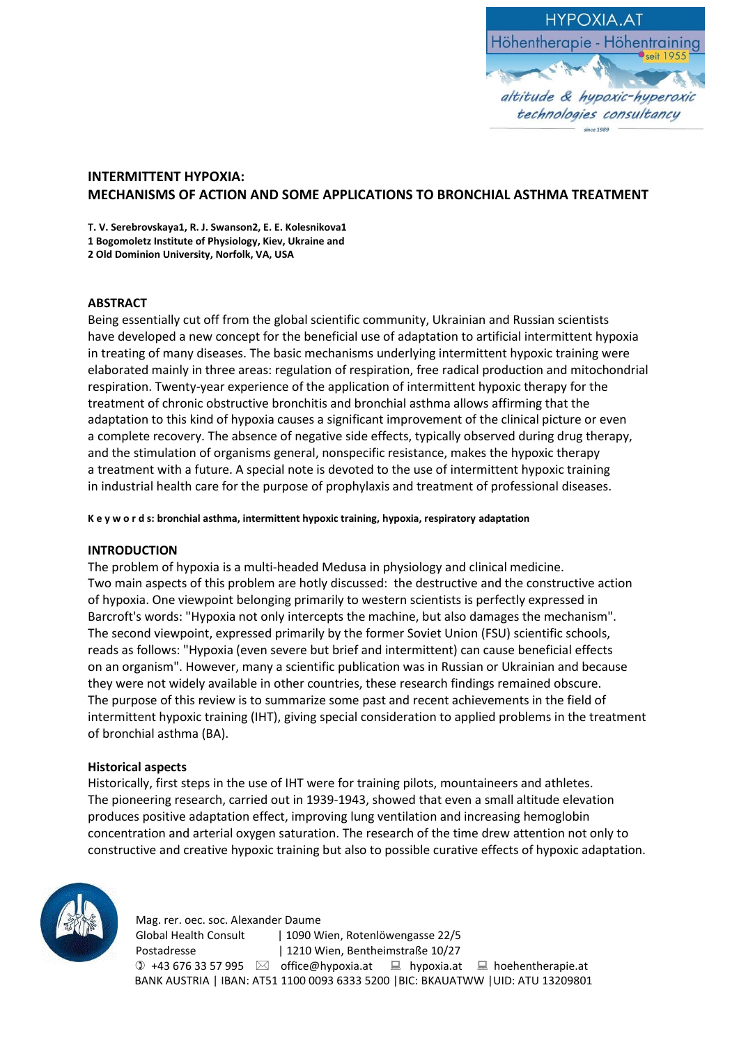# INTERMITTENT HYPOXIA: MECHANISMS OF ACTION AND SOME APPLICATIONS TO BRONCHIAL ASTHMA TREATMENT

**T. V. Serebrovskaya[1], R. J. Swanson[2], E. E. Kolesnikova[1]**
**[1] Bogomoletz Institute of Physiology, Kiev, Ukraine and**
**[2] Old Dominion University, Norfolk, VA, USA**

## ABSTRACT

Being essentially cut off from the global scientific community, Ukrainian and Russian scientists have developed a new concept for the beneficial use of adaptation to artificial intermittent hypoxia in treating of many diseases. The basic mechanisms underlying intermittent hypoxic training were elaborated mainly in three areas: regulation of respiration, free radical production and mitochondrial respiration. Twenty-year experience of the application of intermittent hypoxic therapy for the treatment of chronic obstructive bronchitis and bronchial asthma allows affirming that the adaptation to this kind of hypoxia causes a significant improvement of the clinical picture or even a complete recovery. The absence of negative side effects, typically observed during drug therapy, and the stimulation of organisms general, nonspecific resistance, makes the hypoxic therapy a treatment with a future. A special note is devoted to the use of intermittent hypoxic training in industrial health care for the purpose of prophylaxis and treatment of professional diseases.

**K e y w o r d s: bronchial asthma, intermittent hypoxic training, hypoxia, respiratory adaptation**

## INTRODUCTION

The problem of hypoxia is a multi-headed Medusa in physiology and clinical medicine. Two main aspects of this problem are hotly discussed: the destructive and the constructive action of hypoxia. One viewpoint belonging primarily to western scientists is perfectly expressed in Barcroft's words: "Hypoxia not only intercepts the machine, but also damages the mechanism". The second viewpoint, expressed primarily by the former Soviet Union (FSU) scientific schools, reads as follows: "Hypoxia (even severe but brief and intermittent) can cause beneficial effects on an organism". However, many a scientific publication was in Russian or Ukrainian and because they were not widely available in other countries, these research findings remained obscure. The purpose of this review is to summarize some past and recent achievements in the field of intermittent hypoxic training (IHT), giving special consideration to applied problems in the treatment of bronchial asthma (BA).

### Historical aspects

Historically, first steps in the use of IHT were for training pilots, mountaineers and athletes. The pioneering research, carried out in 1939-1943, showed that even a small altitude elevation produces positive adaptation effect, improving lung ventilation and increasing hemoglobin concentration and arterial oxygen saturation. The research of the time drew attention not only to constructive and creative hypoxic training but also to possible curative effects of hypoxic adaptation.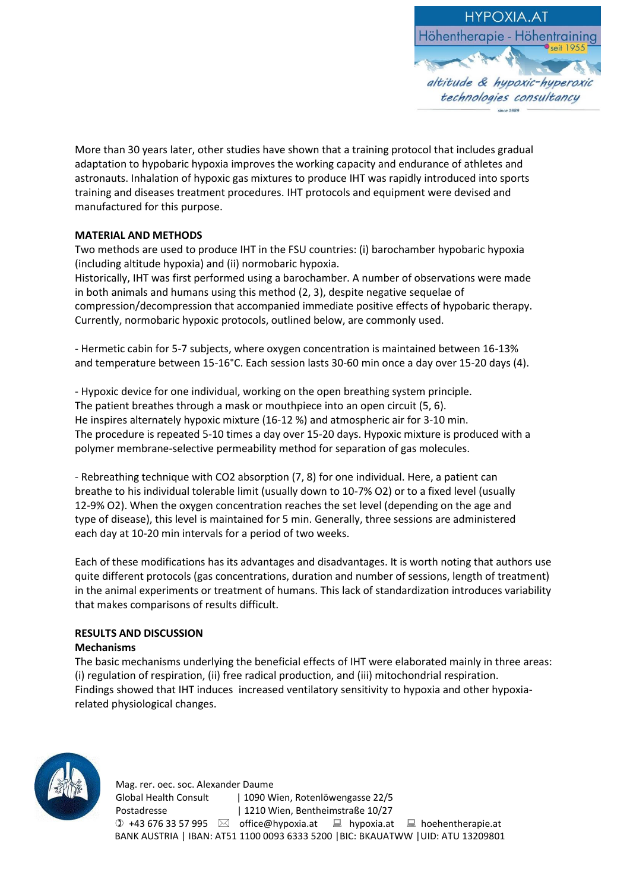More than 30 years later, other studies have shown that a training protocol that includes gradual adaptation to hypobaric hypoxia improves the working capacity and endurance of athletes and astronauts. Inhalation of hypoxic gas mixtures to produce IHT was rapidly introduced into sports training and diseases treatment procedures. IHT protocols and equipment were devised and manufactured for this purpose.

**MATERIAL AND METHODS**

Two methods are used to produce IHT in the FSU countries: (i) barochamber hypobaric hypoxia (including altitude hypoxia) and (ii) normobaric hypoxia.
Historically, IHT was first performed using a barochamber. A number of observations were made in both animals and humans using this method (2, 3), despite negative sequelae of compression/decompression that accompanied immediate positive effects of hypobaric therapy. Currently, normobaric hypoxic protocols, outlined below, are commonly used.

- Hermetic cabin for 5-7 subjects, where oxygen concentration is maintained between 16-13% and temperature between 15-16°C. Each session lasts 30-60 min once a day over 15-20 days (4).

- Hypoxic device for one individual, working on the open breathing system principle. The patient breathes through a mask or mouthpiece into an open circuit (5, 6). He inspires alternately hypoxic mixture (16-12 %) and atmospheric air for 3-10 min. The procedure is repeated 5-10 times a day over 15-20 days. Hypoxic mixture is produced with a polymer membrane-selective permeability method for separation of gas molecules.

- Rebreathing technique with $CO_2$ absorption (7, 8) for one individual. Here, a patient can breathe to his individual tolerable limit (usually down to 10-7% $O_2$) or to a fixed level (usually 12-9% $O_2$). When the oxygen concentration reaches the set level (depending on the age and type of disease), this level is maintained for 5 min. Generally, three sessions are administered each day at 10-20 min intervals for a period of two weeks.

Each of these modifications has its advantages and disadvantages. It is worth noting that authors use quite different protocols (gas concentrations, duration and number of sessions, length of treatment) in the animal experiments or treatment of humans. This lack of standardization introduces variability that makes comparisons of results difficult.

**RESULTS AND DISCUSSION**

**Mechanisms**

The basic mechanisms underlying the beneficial effects of IHT were elaborated mainly in three areas: (i) regulation of respiration, (ii) free radical production, and (iii) mitochondrial respiration. Findings showed that IHT induces increased ventilatory sensitivity to hypoxia and other hypoxia-related physiological changes.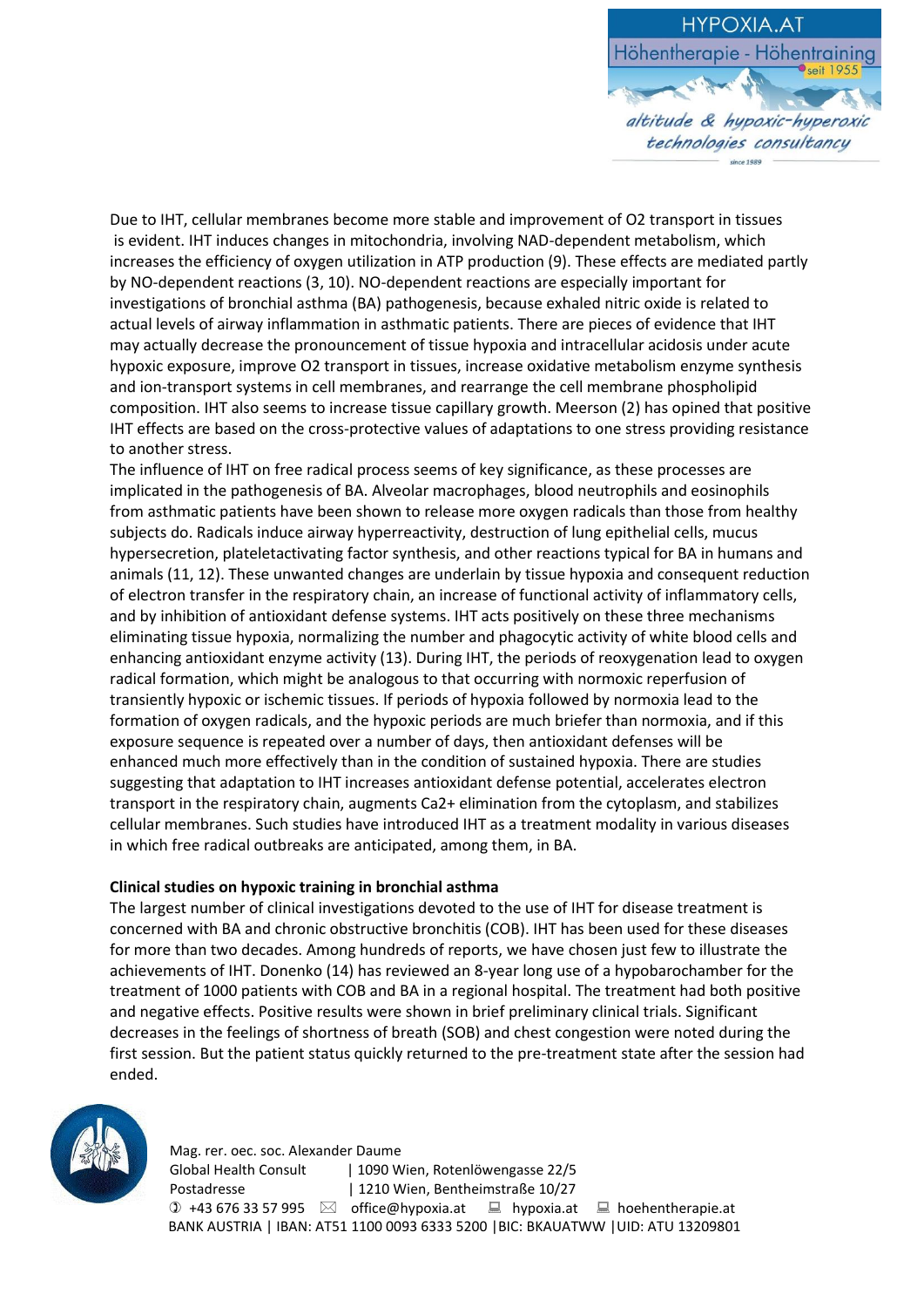Due to IHT, cellular membranes become more stable and improvement of $O_2$ transport in tissues is evident. IHT induces changes in mitochondria, involving NAD-dependent metabolism, which increases the efficiency of oxygen utilization in ATP production (9). These effects are mediated partly by NO-dependent reactions (3, 10). NO-dependent reactions are especially important for investigations of bronchial asthma (BA) pathogenesis, because exhaled nitric oxide is related to actual levels of airway inflammation in asthmatic patients. There are pieces of evidence that IHT may actually decrease the pronouncement of tissue hypoxia and intracellular acidosis under acute hypoxic exposure, improve $O_2$ transport in tissues, increase oxidative metabolism enzyme synthesis and ion-transport systems in cell membranes, and rearrange the cell membrane phospholipid composition. IHT also seems to increase tissue capillary growth. Meerson (2) has opined that positive IHT effects are based on the cross-protective values of adaptations to one stress providing resistance to another stress.

The influence of IHT on free radical process seems of key significance, as these processes are implicated in the pathogenesis of BA. Alveolar macrophages, blood neutrophils and eosinophils from asthmatic patients have been shown to release more oxygen radicals than those from healthy subjects do. Radicals induce airway hyperreactivity, destruction of lung epithelial cells, mucus hypersecretion, plateletactivating factor synthesis, and other reactions typical for BA in humans and animals (11, 12). These unwanted changes are underlain by tissue hypoxia and consequent reduction of electron transfer in the respiratory chain, an increase of functional activity of inflammatory cells, and by inhibition of antioxidant defense systems. IHT acts positively on these three mechanisms eliminating tissue hypoxia, normalizing the number and phagocytic activity of white blood cells and enhancing antioxidant enzyme activity (13). During IHT, the periods of reoxygenation lead to oxygen radical formation, which might be analogous to that occurring with normoxic reperfusion of transiently hypoxic or ischemic tissues. If periods of hypoxia followed by normoxia lead to the formation of oxygen radicals, and the hypoxic periods are much briefer than normoxia, and if this exposure sequence is repeated over a number of days, then antioxidant defenses will be enhanced much more effectively than in the condition of sustained hypoxia. There are studies suggesting that adaptation to IHT increases antioxidant defense potential, accelerates electron transport in the respiratory chain, augments $Ca^{2+}$ elimination from the cytoplasm, and stabilizes cellular membranes. Such studies have introduced IHT as a treatment modality in various diseases in which free radical outbreaks are anticipated, among them, in BA.

**Clinical studies on hypoxic training in bronchial asthma**

The largest number of clinical investigations devoted to the use of IHT for disease treatment is concerned with BA and chronic obstructive bronchitis (COB). IHT has been used for these diseases for more than two decades. Among hundreds of reports, we have chosen just few to illustrate the achievements of IHT. Donenko (14) has reviewed an 8-year long use of a hypobarochamber for the treatment of 1000 patients with COB and BA in a regional hospital. The treatment had both positive and negative effects. Positive results were shown in brief preliminary clinical trials. Significant decreases in the feelings of shortness of breath (SOB) and chest congestion were noted during the first session. But the patient status quickly returned to the pre-treatment state after the session had ended.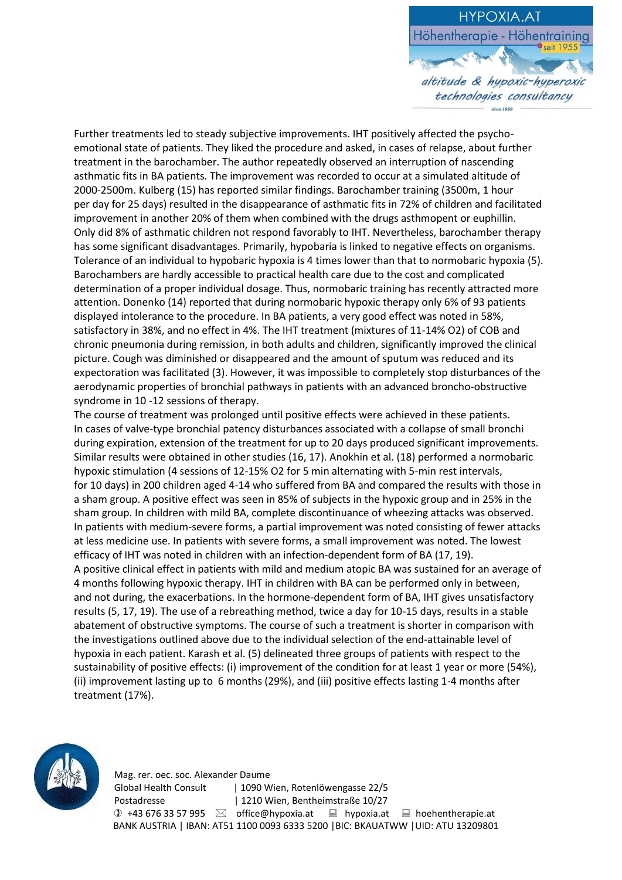Further treatments led to steady subjective improvements. IHT positively affected the psycho-emotional state of patients. They liked the procedure and asked, in cases of relapse, about further treatment in the barochamber. The author repeatedly observed an interruption of nascending asthmatic fits in BA patients. The improvement was recorded to occur at a simulated altitude of 2000-2500m. Kulberg (15) has reported similar findings. Barochamber training (3500m, 1 hour per day for 25 days) resulted in the disappearance of asthmatic fits in 72% of children and facilitated improvement in another 20% of them when combined with the drugs asthmopent or euphillin. Only did 8% of asthmatic children not respond favorably to IHT. Nevertheless, barochamber therapy has some significant disadvantages. Primarily, hypobaria is linked to negative effects on organisms. Tolerance of an individual to hypobaric hypoxia is 4 times lower than that to normobaric hypoxia (5). Barochambers are hardly accessible to practical health care due to the cost and complicated determination of a proper individual dosage. Thus, normobaric training has recently attracted more attention. Donenko (14) reported that during normobaric hypoxic therapy only 6% of 93 patients displayed intolerance to the procedure. In BA patients, a very good effect was noted in 58%, satisfactory in 38%, and no effect in 4%. The IHT treatment (mixtures of 11-14% $O_2$) of COB and chronic pneumonia during remission, in both adults and children, significantly improved the clinical picture. Cough was diminished or disappeared and the amount of sputum was reduced and its expectoration was facilitated (3). However, it was impossible to completely stop disturbances of the aerodynamic properties of bronchial pathways in patients with an advanced broncho-obstructive syndrome in 10 -12 sessions of therapy.

The course of treatment was prolonged until positive effects were achieved in these patients. In cases of valve-type bronchial patency disturbances associated with a collapse of small bronchi during expiration, extension of the treatment for up to 20 days produced significant improvements. Similar results were obtained in other studies (16, 17). Anokhin et al. (18) performed a normobaric hypoxic stimulation (4 sessions of 12-15% $O_2$ for 5 min alternating with 5-min rest intervals, for 10 days) in 200 children aged 4-14 who suffered from BA and compared the results with those in a sham group. A positive effect was seen in 85% of subjects in the hypoxic group and in 25% in the sham group. In children with mild BA, complete discontinuance of wheezing attacks was observed. In patients with medium-severe forms, a partial improvement was noted consisting of fewer attacks at less medicine use. In patients with severe forms, a small improvement was noted. The lowest efficacy of IHT was noted in children with an infection-dependent form of BA (17, 19).

A positive clinical effect in patients with mild and medium atopic BA was sustained for an average of 4 months following hypoxic therapy. IHT in children with BA can be performed only in between, and not during, the exacerbations. In the hormone-dependent form of BA, IHT gives unsatisfactory results (5, 17, 19). The use of a rebreathing method, twice a day for 10-15 days, results in a stable abatement of obstructive symptoms. The course of such a treatment is shorter in comparison with the investigations outlined above due to the individual selection of the end-attainable level of hypoxia in each patient. Karash et al. (5) delineated three groups of patients with respect to the sustainability of positive effects: (i) improvement of the condition for at least 1 year or more (54%), (ii) improvement lasting up to 6 months (29%), and (iii) positive effects lasting 1-4 months after treatment (17%).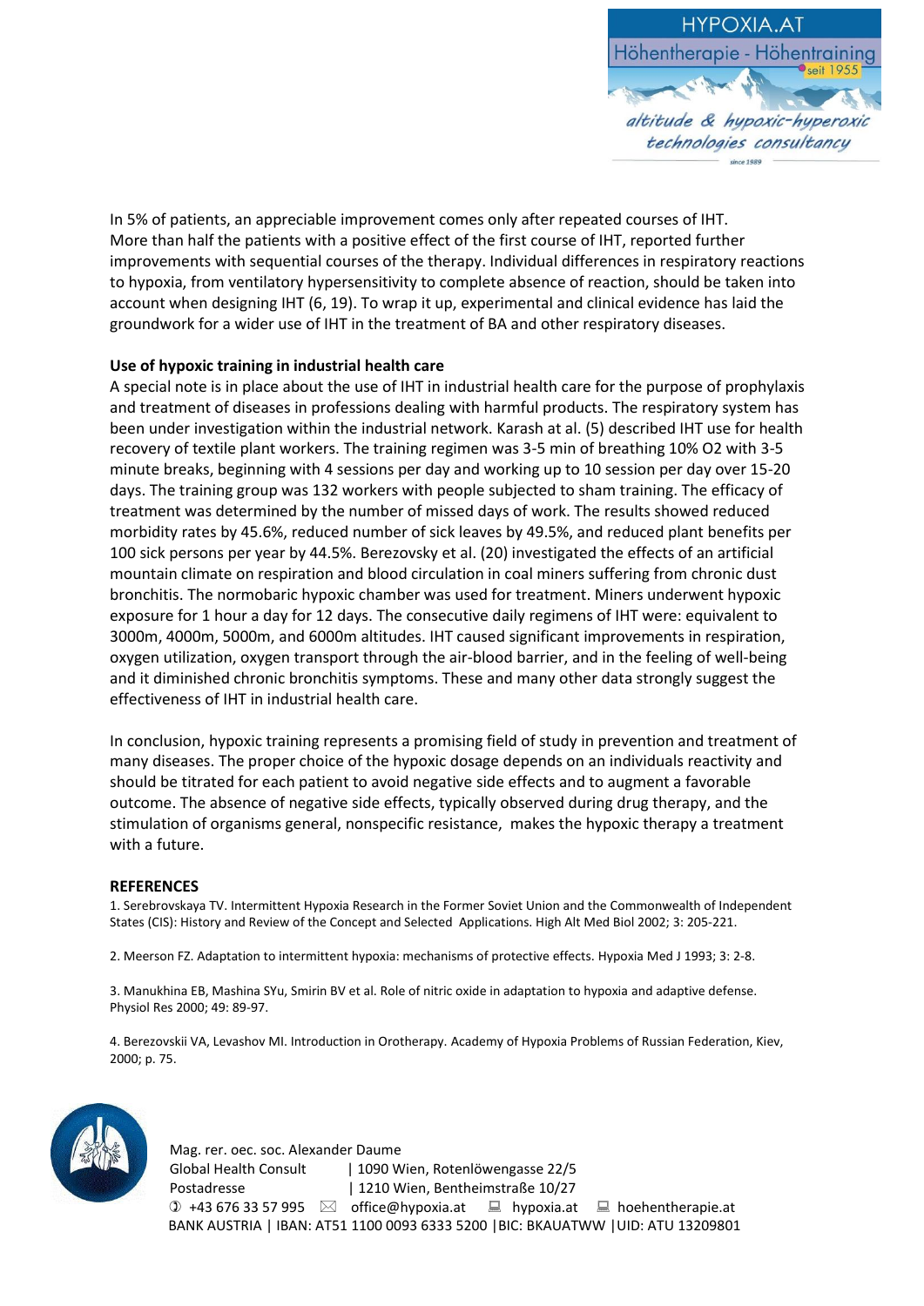In 5% of patients, an appreciable improvement comes only after repeated courses of IHT. More than half the patients with a positive effect of the first course of IHT, reported further improvements with sequential courses of the therapy. Individual differences in respiratory reactions to hypoxia, from ventilatory hypersensitivity to complete absence of reaction, should be taken into account when designing IHT (6, 19). To wrap it up, experimental and clinical evidence has laid the groundwork for a wider use of IHT in the treatment of BA and other respiratory diseases.

**Use of hypoxic training in industrial health care**

A special note is in place about the use of IHT in industrial health care for the purpose of prophylaxis and treatment of diseases in professions dealing with harmful products. The respiratory system has been under investigation within the industrial network. Karash at al. (5) described IHT use for health recovery of textile plant workers. The training regimen was 3-5 min of breathing 10% $O_2$ with 3-5 minute breaks, beginning with 4 sessions per day and working up to 10 session per day over 15-20 days. The training group was 132 workers with people subjected to sham training. The efficacy of treatment was determined by the number of missed days of work. The results showed reduced morbidity rates by 45.6%, reduced number of sick leaves by 49.5%, and reduced plant benefits per 100 sick persons per year by 44.5%. Berezovsky et al. (20) investigated the effects of an artificial mountain climate on respiration and blood circulation in coal miners suffering from chronic dust bronchitis. The normobaric hypoxic chamber was used for treatment. Miners underwent hypoxic exposure for 1 hour a day for 12 days. The consecutive daily regimens of IHT were: equivalent to 3000m, 4000m, 5000m, and 6000m altitudes. IHT caused significant improvements in respiration, oxygen utilization, oxygen transport through the air-blood barrier, and in the feeling of well-being and it diminished chronic bronchitis symptoms. These and many other data strongly suggest the effectiveness of IHT in industrial health care.

In conclusion, hypoxic training represents a promising field of study in prevention and treatment of many diseases. The proper choice of the hypoxic dosage depends on an individuals reactivity and should be titrated for each patient to avoid negative side effects and to augment a favorable outcome. The absence of negative side effects, typically observed during drug therapy, and the stimulation of organisms general, nonspecific resistance, makes the hypoxic therapy a treatment with a future.

**REFERENCES**

1. Serebrovskaya TV. Intermittent Hypoxia Research in the Former Soviet Union and the Commonwealth of Independent States (CIS): History and Review of the Concept and Selected Applications. High Alt Med Biol 2002; 3: 205-221.

2. Meerson FZ. Adaptation to intermittent hypoxia: mechanisms of protective effects. Hypoxia Med J 1993; 3: 2-8.

3. Manukhina EB, Mashina SYu, Smirin BV et al. Role of nitric oxide in adaptation to hypoxia and adaptive defense. Physiol Res 2000; 49: 89-97.

4. Berezovskii VA, Levashov MI. Introduction in Orotherapy. Academy of Hypoxia Problems of Russian Federation, Kiev, 2000; p. 75.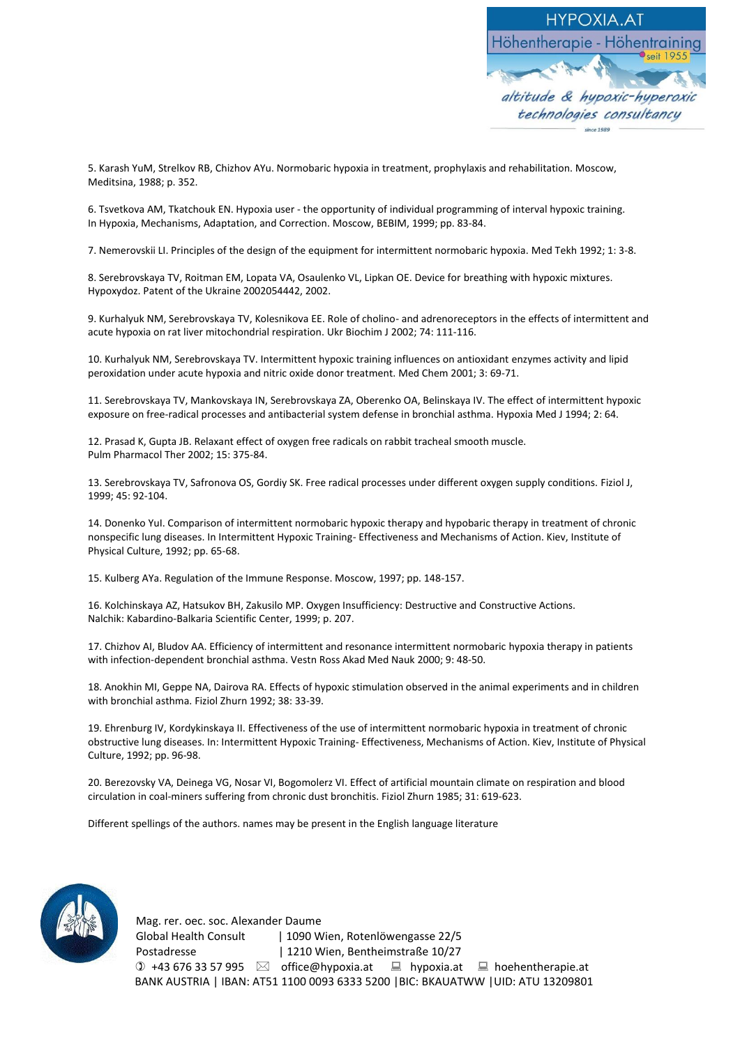5. Karash YuM, Strelkov RB, Chizhov AYu. Normobaric hypoxia in treatment, prophylaxis and rehabilitation. Moscow, Meditsina, 1988; p. 352.

6. Tsvetkova AM, Tkatchouk EN. Hypoxia user - the opportunity of individual programming of interval hypoxic training. In Hypoxia, Mechanisms, Adaptation, and Correction. Moscow, BEBIM, 1999; pp. 83-84.

7. Nemerovskii LI. Principles of the design of the equipment for intermittent normobaric hypoxia. Med Tekh 1992; 1: 3-8.

8. Serebrovskaya TV, Roitman EM, Lopata VA, Osaulenko VL, Lipkan OE. Device for breathing with hypoxic mixtures. Hypoxydoz. Patent of the Ukraine 2002054442, 2002.

9. Kurhalyuk NM, Serebrovskaya TV, Kolesnikova EE. Role of cholino- and adrenoreceptors in the effects of intermittent and acute hypoxia on rat liver mitochondrial respiration. Ukr Biochim J 2002; 74: 111-116.

10. Kurhalyuk NM, Serebrovskaya TV. Intermittent hypoxic training influences on antioxidant enzymes activity and lipid peroxidation under acute hypoxia and nitric oxide donor treatment. Med Chem 2001; 3: 69-71.

11. Serebrovskaya TV, Mankovskaya IN, Serebrovskaya ZA, Oberenko OA, Belinskaya IV. The effect of intermittent hypoxic exposure on free-radical processes and antibacterial system defense in bronchial asthma. Hypoxia Med J 1994; 2: 64.

12. Prasad K, Gupta JB. Relaxant effect of oxygen free radicals on rabbit tracheal smooth muscle. Pulm Pharmacol Ther 2002; 15: 375-84.

13. Serebrovskaya TV, Safronova OS, Gordiy SK. Free radical processes under different oxygen supply conditions. Fiziol J, 1999; 45: 92-104.

14. Donenko YuI. Comparison of intermittent normobaric hypoxic therapy and hypobaric therapy in treatment of chronic nonspecific lung diseases. In Intermittent Hypoxic Training- Effectiveness and Mechanisms of Action. Kiev, Institute of Physical Culture, 1992; pp. 65-68.

15. Kulberg AYa. Regulation of the Immune Response. Moscow, 1997; pp. 148-157.

16. Kolchinskaya AZ, Hatsukov BH, Zakusilo MP. Oxygen Insufficiency: Destructive and Constructive Actions. Nalchik: Kabardino-Balkaria Scientific Center, 1999; p. 207.

17. Chizhov AI, Bludov AA. Efficiency of intermittent and resonance intermittent normobaric hypoxia therapy in patients with infection-dependent bronchial asthma. Vestn Ross Akad Med Nauk 2000; 9: 48-50.

18. Anokhin MI, Geppe NA, Dairova RA. Effects of hypoxic stimulation observed in the animal experiments and in children with bronchial asthma. Fiziol Zhurn 1992; 38: 33-39.

19. Ehrenburg IV, Kordykinskaya II. Effectiveness of the use of intermittent normobaric hypoxia in treatment of chronic obstructive lung diseases. In: Intermittent Hypoxic Training- Effectiveness, Mechanisms of Action. Kiev, Institute of Physical Culture, 1992; pp. 96-98.

20. Berezovsky VA, Deinega VG, Nosar VI, Bogomolerz VI. Effect of artificial mountain climate on respiration and blood circulation in coal-miners suffering from chronic dust bronchitis. Fiziol Zhurn 1985; 31: 619-623.

Different spellings of the authors. names may be present in the English language literature